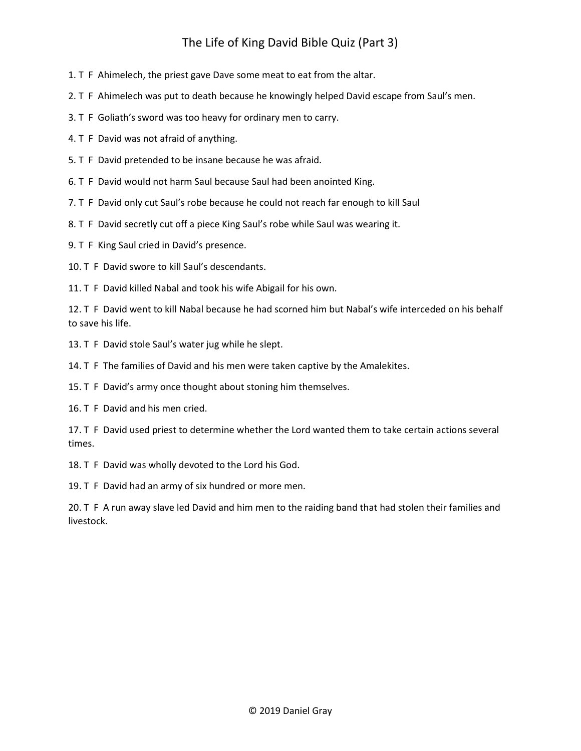# The Life of King David Bible Quiz (Part 3)

1. T F Ahimelech, the priest gave Dave some meat to eat from the altar.

2. T F Ahimelech was put to death because he knowingly helped David escape from Saul's men.

3. T F Goliath's sword was too heavy for ordinary men to carry.

4. T F David was not afraid of anything.

5. T F David pretended to be insane because he was afraid.

6. T F David would not harm Saul because Saul had been anointed King.

7. T F David only cut Saul's robe because he could not reach far enough to kill Saul

8. T F David secretly cut off a piece King Saul's robe while Saul was wearing it.

9. T F King Saul cried in David's presence.

10. T F David swore to kill Saul's descendants.

11. T F David killed Nabal and took his wife Abigail for his own.

12. T F David went to kill Nabal because he had scorned him but Nabal's wife interceded on his behalf to save his life.

13. T F David stole Saul's water jug while he slept.

14. T F The families of David and his men were taken captive by the Amalekites.

15. T F David's army once thought about stoning him themselves.

16. T F David and his men cried.

17. T F David used priest to determine whether the Lord wanted them to take certain actions several times.

18. T F David was wholly devoted to the Lord his God.

19. T F David had an army of six hundred or more men.

20. T F A run away slave led David and him men to the raiding band that had stolen their families and livestock.

© 2019 Daniel Gray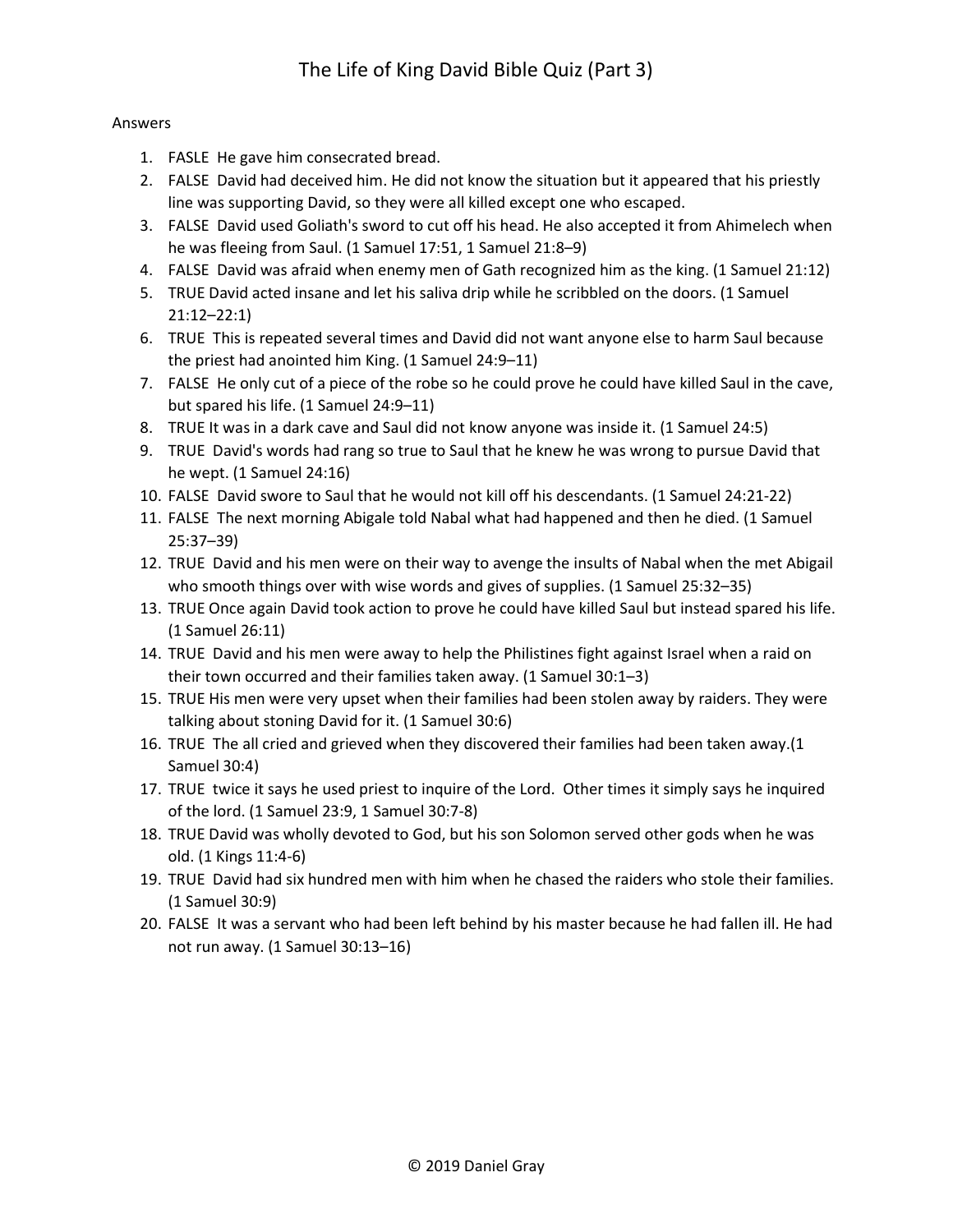# The Life of King David Bible Quiz (Part 3)

Answers

1. FASLE He gave him consecrated bread.
2. FALSE David had deceived him. He did not know the situation but it appeared that his priestly line was supporting David, so they were all killed except one who escaped.
3. FALSE David used Goliath's sword to cut off his head. He also accepted it from Ahimelech when he was fleeing from Saul. (1 Samuel 17:51, 1 Samuel 21:8–9)
4. FALSE David was afraid when enemy men of Gath recognized him as the king. (1 Samuel 21:12)
5. TRUE David acted insane and let his saliva drip while he scribbled on the doors. (1 Samuel 21:12–22:1)
6. TRUE This is repeated several times and David did not want anyone else to harm Saul because the priest had anointed him King. (1 Samuel 24:9–11)
7. FALSE He only cut of a piece of the robe so he could prove he could have killed Saul in the cave, but spared his life. (1 Samuel 24:9–11)
8. TRUE It was in a dark cave and Saul did not know anyone was inside it. (1 Samuel 24:5)
9. TRUE David's words had rang so true to Saul that he knew he was wrong to pursue David that he wept. (1 Samuel 24:16)
10. FALSE David swore to Saul that he would not kill off his descendants. (1 Samuel 24:21-22)
11. FALSE The next morning Abigale told Nabal what had happened and then he died. (1 Samuel 25:37–39)
12. TRUE David and his men were on their way to avenge the insults of Nabal when the met Abigail who smooth things over with wise words and gives of supplies. (1 Samuel 25:32–35)
13. TRUE Once again David took action to prove he could have killed Saul but instead spared his life. (1 Samuel 26:11)
14. TRUE David and his men were away to help the Philistines fight against Israel when a raid on their town occurred and their families taken away. (1 Samuel 30:1–3)
15. TRUE His men were very upset when their families had been stolen away by raiders. They were talking about stoning David for it. (1 Samuel 30:6)
16. TRUE The all cried and grieved when they discovered their families had been taken away.(1 Samuel 30:4)
17. TRUE twice it says he used priest to inquire of the Lord. Other times it simply says he inquired of the lord. (1 Samuel 23:9, 1 Samuel 30:7-8)
18. TRUE David was wholly devoted to God, but his son Solomon served other gods when he was old. (1 Kings 11:4-6)
19. TRUE David had six hundred men with him when he chased the raiders who stole their families. (1 Samuel 30:9)
20. FALSE It was a servant who had been left behind by his master because he had fallen ill. He had not run away. (1 Samuel 30:13–16)

© 2019 Daniel Gray